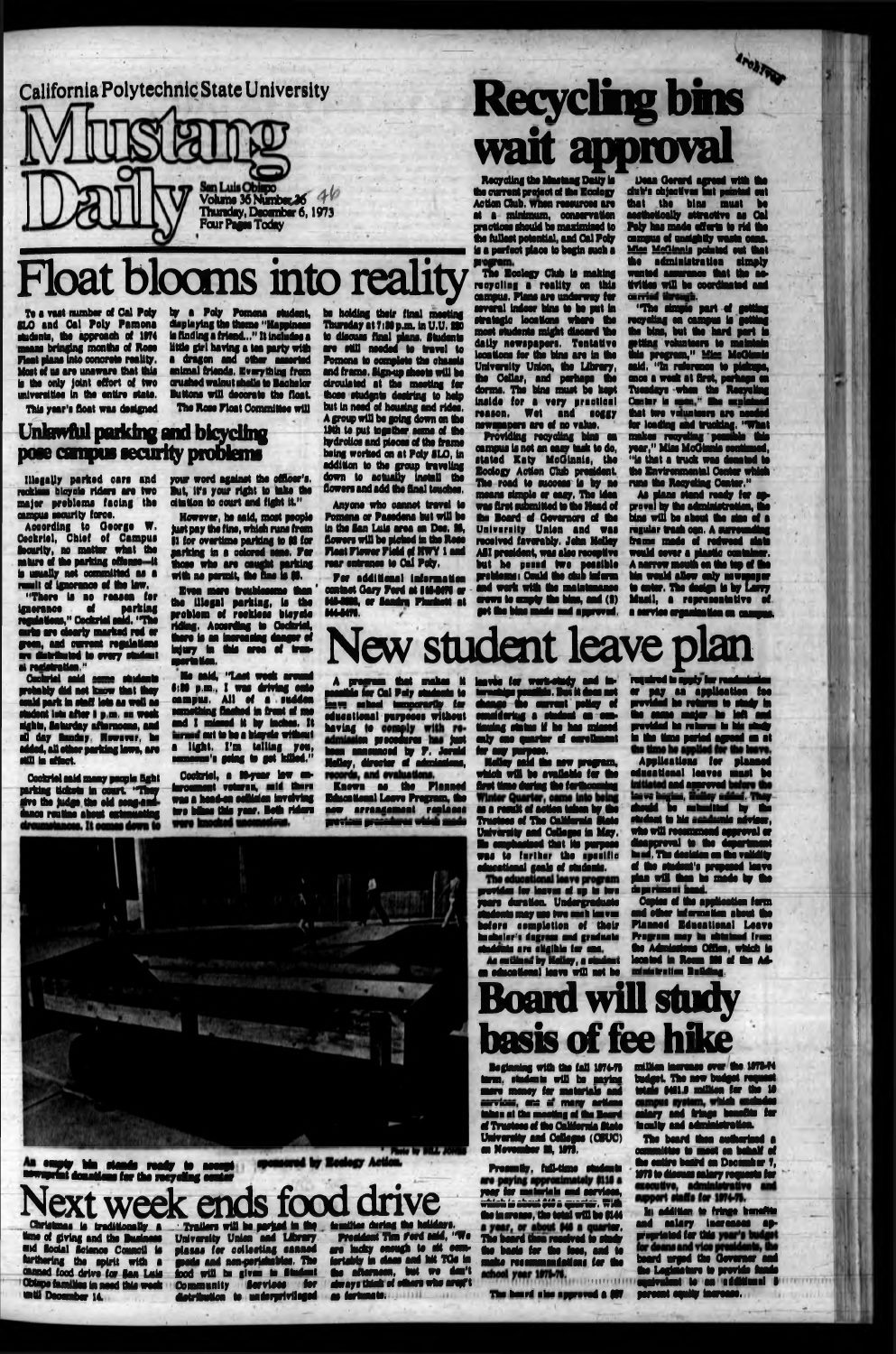California Polytechnic State University

# Mustang Daily

San Luis Obispo
Volume 36 Number 36
Thursday, December 6, 1973
Four Pages Today

# Float blooms into reality

To a vast number of Cal Poly SLO and Cal Poly Pomona students, the approach of 1974 means bringing months of Rose Float plans into concrete reality. Most of us are unaware that this is the only joint effort of two universities in the entire state.

This year's float was designed by a Poly Pomona student, displaying the theme "Happiness is finding a friend..." It includes a little girl having a tea party with a dragon and other assorted animal friends. Everything from crushed walnut shells to Bachelor Buttons will decorate the float.

The Rose Float Committee will be holding their final meeting Thursday at 7:30 p.m. in U.U. 220 to discuss final plans. Students are still needed to travel to Pomona to complete the chassis and frame. Sign-up sheets will be circulated at the meeting for those students desiring to help but in need of housing and rides. A group will be going down on the 13th to put together some of the hydraulics and pieces of the frame being worked on at Poly SLO, in addition to the group traveling down to actually install the flowers and add the final touches.

Anyone who cannot travel to Pomona or Pasadena but will be in the San Luis area on Dec. 28, flowers will be picked in the Rose Float Flower Field of HWY 1 and rear entrance to Cal Poly.

For additional information contact Gary Ford at 543-8475 or 546-3880, or Sandra Plunkett at 544-5476.

## Unlawful parking and bicycling pose campus security problems

Illegally parked cars and reckless bicycle riders are two major problems facing the campus security force.

According to George W. Cockriel, Chief of Campus Security, no matter what the nature of the parking offense—it is usually not committed as a result of ignorance of the law.

"There is no reason for ignorance of parking regulations," Cockriel said. "The curbs are clearly marked red or green, and current regulations are distributed to every student at registration."

Cockriel said some students probably did not know that they could park in staff lots as well as student lots after 5 p.m. on week nights, Saturday afternoons, and all day Sunday. However, he added, all other parking laws, are still in effect.

Cockriel said many people fight parking tickets in court. "They give the judge the old song-and-dance routine about extenuating circumstances. It comes down to your word against the officer's. But, it's your right to take the citation to court and fight it."

However, he said, most people just pay the fine, which runs from $1 for overtime parking to $5 for parking in a colored zone. For those who are caught parking with no permit, the fine is $5.

Even more troublesome than the illegal parking, is the problem of reckless bicycle riding. According to Cockriel, there is an increasing danger of injury in this area of transportation.

He said, "Last week around 6:30 p.m., I was driving onto campus. All of a sudden something flashed in front of me and I missed it by inches. It turned out to be a bicycle without a light. I'm telling you, someone's going to get killed."

Cockriel, a 28-year law enforcement veteran, said there was a head-on collision involving two bikes this year. Both riders were knocked unconscious.

An empty bin stands ready to accept newsprint donations for the recycling center sponsored by Ecology Action.

Photo by BILL JONES

# Recycling bins wait approval

Recycling the Mustang Daily is the current project of the Ecology Action Club. When resources are at a minimum, conservation practices should be maximized to the fullest potential, and Cal Poly is a perfect place to begin such a program.

The Ecology Club is making recycling a reality on this campus. Plans are underway for several indoor bins to be put in strategic locations where the most students might discard the daily newspapers. Tentative locations for the bins are in the University Union, the Library, the Cellar, and perhaps the dorms. The bins must be kept inside for a very practical reason. Wet and soggy newspapers are of no value.

Providing recycling bins on campus is not an easy task to do, stated Katy McGinnis, the Ecology Action Club president. The road to success is by no means simple or easy. The idea was first submitted to the Head of the Board of Governors of the University Union and was received favorably. John Holley ASI president, was also receptive but he posed two possible problems: Could the club inform and work with the maintenance crews to empty the bins, and (2) get the bins made and approved.

Dean Gerard agreed with the club's objectives but pointed out that the bins must be aesthetically attractive as Cal Poly has made efforts to rid the campus of unsightly waste cans. Miss McGinnis pointed out that the administration simply wanted assurance that the activities will be coordinated and carried through.

"The simple part of getting recycling on campus is getting the bins, but the hard part is getting volunteers to maintain this program," Miss McGinnis said. "In reference to pickups, once a week at first, perhaps on Tuesdays when the Recycling Center is open." She explained that two volunteers are needed for loading and trucking. "What makes recycling possible this year," Miss McGinnis continued, "is that a truck was donated to the Environmental Center which runs the Recycling Center."

As plans stand ready for approval by the administration, the bins will be about the size of a regular trash can. A surrounding frame made of redwood slats would cover a plastic container. A narrow mouth on the top of the bin would allow only newspaper to enter. The design is by Larry Musil, a representative of a service organization on campus.

# New student leave plan

A program that makes it possible for Cal Poly students to leave school temporarily for educational purposes without having to comply with readmission procedures has just been announced by F. Jerald Holley, director of admissions, records, and evaluations.

Known as the Planned Educational Leave Program, the new arrangement replaces previous procedures which made leaves for work-study and internships possible. But it does not change the current policy of considering a student on continuing status if he has missed only one quarter of enrollment for any purpose.

Holley said the new program, which will be available for the first time during the forthcoming Winter Quarter, came into being as a result of action taken by the Trustees of The California State University and Colleges in May. He emphasized that its purpose was to further the specific educational goals of students.

The educational leave program provides for leaves of up to two years duration. Undergraduate students may use two such leaves before completion of their bachelor's degrees and graduate students are eligible for one.

As outlined by Holley, a student on educational leave will not be required to apply for readmission or pay an application fee provided he returns to study in the same major he left and provided he returns to his study in the time period agreed on at the time he applied for the leave.

Applications for planned educational leaves must be initiated and approved before the leave begins, Holley added. They should be submitted by the student to his academic advisor who will recommend approval or disapproval to the department head. The decision on the validity of the student's proposed leave plan will then be made by the department head.

Copies of the application form and other information about the Planned Educational Leave Program may be obtained from the Admissions Office, which is located in Room 222 of the Administration Building.

# Board will study basis of fee hike

Beginning with the fall 1974-75 term, students will be paying more money for materials and services, one of many actions taken at the meeting of the Board of Trustees of the California State University and Colleges (CSUC) on November 28, 1973.

Presently, full-time students are paying approximately $118 a year for materials and services, which is about $39 a quarter. With the increase, the total will be $144 a year, or about $48 a quarter. The board then resolved to study the basis for the fees, and to make recommendations for the school year 1975-76.

The board also approved a $97 million increase over the 1973-74 budget. The new budget request totals $481.9 million for the 19 campus system, which includes salary and fringe benefits for faculty and administration.

The board then authorized a committee to meet on behalf of the entire board on December 7, 1973 to discuss salary requests for executive, administrative and support staffs for 1974-75.

In addition to fringe benefits and salary increases appropriated for this year's budget for deans and vice presidents, the board urged the Governor and the Legislature to provide funds equivalent to an additional 5 percent equity increase.

# Next week ends food drive

Christmas is traditionally a time of giving and the Business and Social Science Council is furthering the spirit with a canned food drive for San Luis Obispo families in need this week until December 14.

Trailers will be parked in the University Union and Library plazas for collecting canned goods and non-perishables. The food will be given to Student Community Services for distribution to underprivileged families during the holidays.

President Tim Ford said, "We are lucky enough to sit comfortably in class and hit TGs in the afternoon, but we don't always think of others who aren't as fortunate."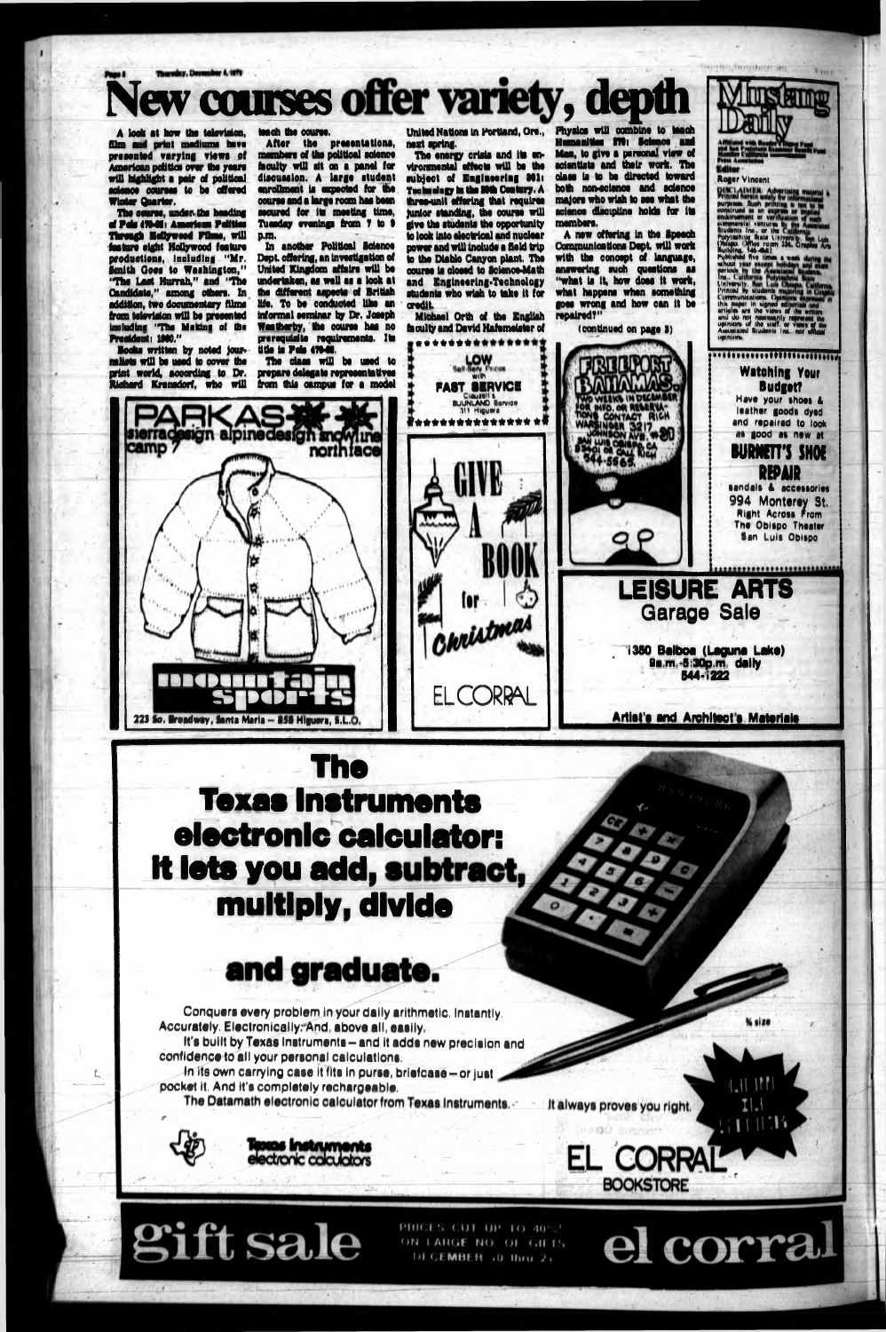# New courses offer variety, depth

A look at how the television, film and print mediums have presented varying views of American politics over the years will highlight a pair of political science courses to be offered Winter Quarter.

The course, under the heading of Pols 470-01: American Politics Through Hollywood Films, will feature eight Hollywood feature productions, including "Mr. Smith Goes to Washington," "The Last Hurrah," and "The Candidate," among others. In addition, two documentary films from television will be presented including "The Making of the President: 1960."

Books written by noted journalists will be used to cover the print world, according to Dr. Richard Kranzdorf, who will teach the course.

After the presentations, members of the political science faculty will sit on a panel for discussion. A large student enrollment is expected for the course and a large room has been secured for its meeting time, Tuesday evenings from 7 to 9 p.m.

In another Political Science Dept. offering, an investigation of United Kingdom affairs will be undertaken, as well as a look at the different aspects of British life. To be conducted like an informal seminar by Dr. Joseph Weatherby, the course has no prerequisite requirements. Its title is Pols 470-02.

The class will be used to prepare delegate representatives from this campus for a model United Nations in Portland, Ore., next spring.

The energy crisis and its environmental effects will be the subject of Engineering 361: Technology in the 20th Century. A three-unit offering that requires junior standing, the course will give the students the opportunity to look into electrical and nuclear power and will include a field trip to the Diablo Canyon plant. The course is closed to Science-Math and Engineering-Technology students who wish to take it for credit.

Michael Orth of the English faculty and David Hafemeister of Physics will combine to teach Humanities 370: Science and Man, to give a personal view of scientists and their work. The class is to be directed toward both non-science and science majors who wish to see what the science discipline holds for its members.

A new offering in the Speech Communications Dept. will work with the concept of language, answering such questions as "what is it, how does it work, what happens when something goes wrong and how can it be repaired?"

(continued on page 3)

## Mustang Daily

Editor
Roger Vincent

DISCLAIMER: Advertising material is printed herein solely for informational purposes. Such printing is not to be construed as an express or implied endorsement or verification of such commercial ventures by the Associated Students Inc., or the California Polytechnic State University, San Luis Obispo. Office room 226, Graphic Arts Building. 546-

Published five times a week during the school year except holidays and exam periods by the Associated Students, Inc., California Polytechnic State University, San Luis Obispo, California. Printed by students majoring in Graphic Communications. Opinions expressed in this paper in signed editorials and articles are the views of the writers and do not necessarily represent the opinions of the staff, or views of the Associated Students Inc., nor official opinions.

---

PARKAS
sierradesign alpinedesign snowline camp 7 northface
mountain sports
223 So. Broadway, Santa Maria — 858 Higuera, S.L.O.

---

LOW Self-Serv Prices with FAST SERVICE
Clausell's BJUNLAND Service
311 Higuera

---

GIVE A BOOK for Christmas
EL CORRAL

---

FREEPORT BAHAMAS
TWO WEEKS IN DECEMBER
FOR INFO. OR RESERVATIONS CONTACT RICH WARSINGER 3217 JOHNSON AVE. #90 SAN LUIS OBISPO 93401 OR CALL RICH 544-5665

---

Watching Your Budget?
Have your shoes & leather goods dyed and repaired to look as good as new at
BURNETT'S SHOE REPAIR
sandals & accessories
994 Monterey St.
Right Across From The Obispo Theater
San Luis Obispo

---

LEISURE ARTS
Garage Sale
1350 Balboa (Laguna Lake)
9a.m.-5:30p.m. daily
544-1222
Artist's and Architect's Materials

---

# The Texas Instruments electronic calculator: It lets you add, subtract, multiply, divide

# and graduate.

Conquers every problem in your daily arithmetic. Instantly. Accurately. Electronically. And, above all, easily.

It's built by Texas Instruments — and it adds new precision and confidence to all your personal calculations.

In its own carrying case it fits in purse, briefcase — or just pocket it. And it's completely rechargeable.

The Datamath electronic calculator from Texas Instruments. It always proves you right.

½ size

Texas Instruments electronic calculators

EL CORRAL BOOKSTORE

---

gift sale — PRICES CUT UP TO 40%! ON LARGE NO. OF GIFTS DECEMBER 10 thru 21 — el corral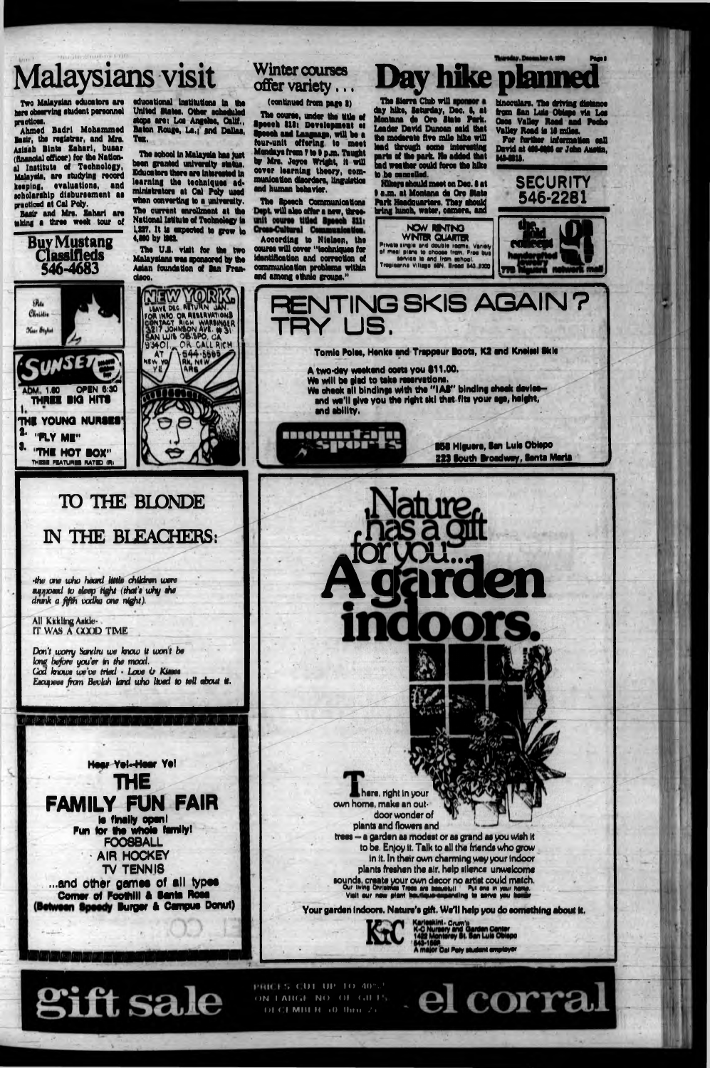# Malaysians visit

Two Malaysian educators are here observing student personnel practices.

Ahmed Badri Mohammed Basir, the registrar, and Mrs. Azizah Binte Zahari, busar (financial officer) for the National Institute of Technology, Malaysia, are studying record keeping, evaluations, and scholarship disbursement as practiced at Cal Poly.

Basir and Mrs. Zahari are taking a three week tour of educational institutions in the United States. Other scheduled stops are: Los Angeles, Calif., Baton Rouge, La., and Dallas, Tex.

The school in Malaysia has just been granted university status. Educators there are interested in learning the techniques administrators at Cal Poly used when converting to a university. The current enrollment at the National Istitute of Technology is 1,327. It is expected to grow to 4,000 by 1982.

The U.S. visit for the two Malaysians was sponsored by the Asian foundation of San Francisco.

## Winter courses offer variety...

(continued from page 2)

The course, under the title of Speech 313: Development of Speech and Language, will be a four-unit offering to meet Mondays from 7 to 9 p.m. Taught by Mrs. Joyce Wright, it will cover learning theory, communication disorders, linguistics and human behavior.

The Speech Communications Dept. will also offer a new, three-unit course titled Speech 311: Cross-Cultural Communication.

According to Nielsen, the course will cover "techniques for identification and correction of communication problems within and among ethnic groups."

# Day hike planned

The Sierra Club will sponsor a day hike, Saturday, Dec. 8, at Montana de Oro State Park. Leader David Duncan said that the moderate five mile hike will lead through some interesting parts of the park. He added that bad weather could force the hike to be cancelled.

Hikers should meet on Dec. 8 at 9 a.m. at Montana de Oro State Park Headquarters. They should bring lunch, water, camera, and binoculars. The driving distance from San Luis Obispo via Los Osos Valley Road and Pecho Valley Road is 18 miles.

For further information call David at 466-6860 or John Austin, 543-3313.

**SECURITY 546-2281**

**Buy Mustang Classifieds 546-4683**

NOW RENTING WINTER QUARTER
Private single and double rooms. Variety of meal plans to choose from. Free bus service to and from school. Tropicana Village 55N. Broad 543-2300

the gold concept
handcrafted jewelry
778 Higuera network mall

Pete Christie
Hair Stylist

SUNSET
ADM. 1.50 OPEN 6:30
THREE BIG HITS
1. "THE YOUNG NURSES"
2. "FLY ME"
3. "THE HOT BOX"
THESE FEATURES RATED (R)

NEW YORK
LEAVE DEC. RETURN JAN.
FOR INFO OR RESERVATIONS
CONTACT RICH WARSINGER
3217 JOHNSON AVE. #31
SAN LUIS OBISPO, CA
93401 OR CALL RICH AT 544-5565

RENTING SKIS AGAIN? TRY US.

Tomic Poles, Henke and Trappeur Boots, K2 and Kneissl Skis

A two-day weekend costs you $11.00.
We will be glad to take reservations.
We check all bindings with the "IAS" binding check device—and we'll give you the right ski that fits your age, height, and ability.

mountain sports
858 Higuera, San Luis Obispo
223 South Broadway, Santa Maria

TO THE BLONDE IN THE BLEACHERS:

-the one who heard little children were supposed to sleep tight (that's why she drank a fifth vodka one night).

All Kidding Aside-
IT WAS A GOOD TIME

Don't worry Sandra we know it won't be long before you're in the mood.
God knows we've tried - Love & Kisses
Escapees from Beulah land who lived to tell about it.

Nature has a gift for you... A garden indoors.

There, right in your own home, make an outdoor wonder of plants and flowers and trees — a garden as modest or as grand as you wish it to be. Enjoy it. Talk to all the friends who grow in it. In their own charming way your indoor plants freshen the air, help silence unwelcome sounds, create your own decor no artist could match.
Our living Christmas Trees are beautiful! Put one in your home.
Visit our new plant boutique-expanding to serve you better

Your garden indoors. Nature's gift. We'll help you do something about it.

K-C
Karleskint-Crum's
K-C Nursery and Garden Center
1422 Monterey St. San Luis Obispo
543-1996
A major Cal Poly student employer

Hear Ye!—Hear Ye!
THE FAMILY FUN FAIR
is finally open!
Fun for the whole family!
FOOSBALL
AIR HOCKEY
TV TENNIS
...and other games of all types
Corner of Foothill & Santa Rosa
(Between Speedy Burger & Campus Donut)

gift sale
PRICES CUT UP TO 40%! ON LARGE NO. OF GIFTS DECEMBER 10 thru 22
el corral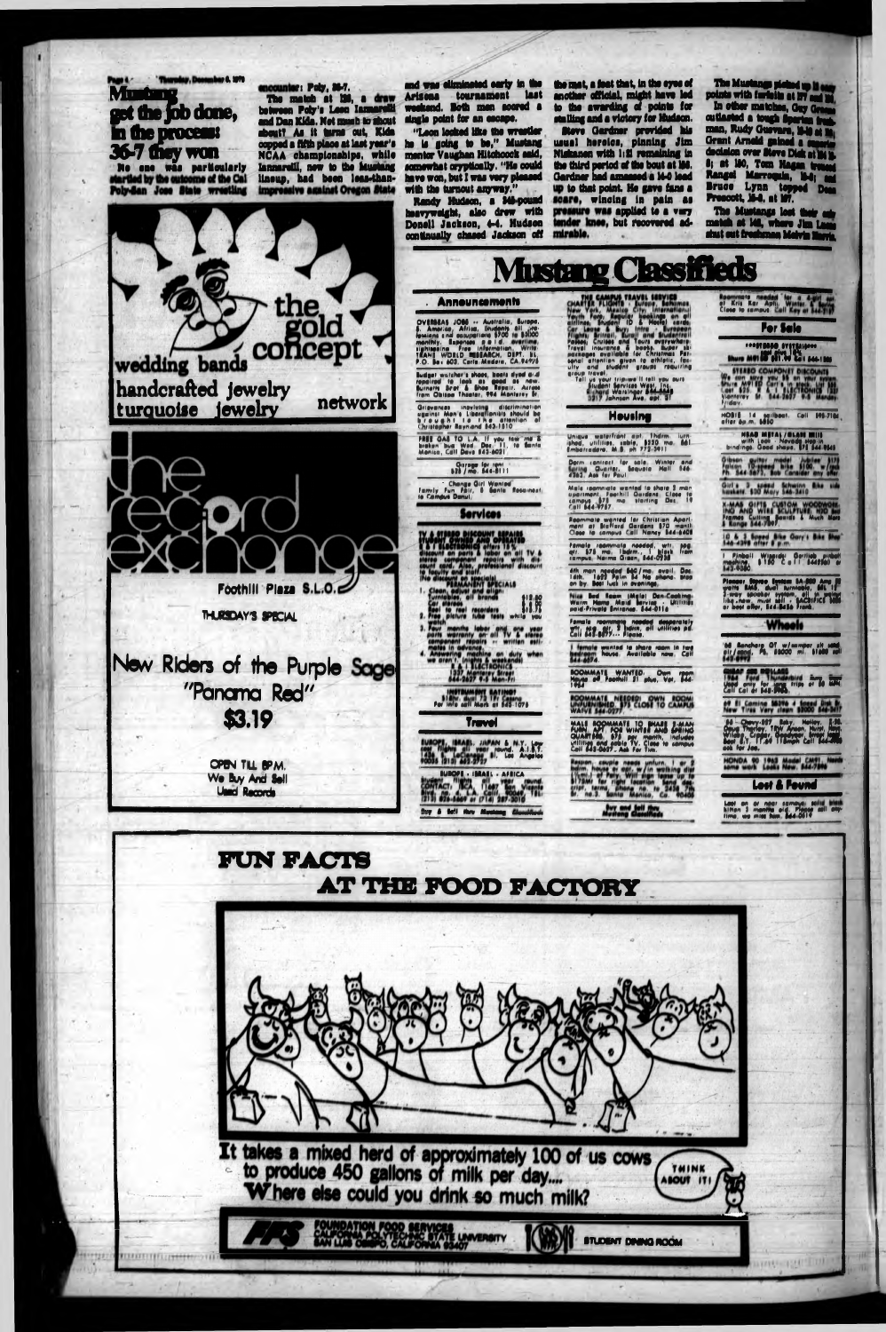# Mustang get the job done, in the process: 36-7 they won

No one was particularly startled by the outcome of the Cal Poly-San Jose State wrestling encounter: Poly, 36-7.

The match at 126, a draw between Poly's Leon Iannarelli and Dan Kida. Not much to shout about? As it turns out, Kida copped a fifth place at last year's NCAA championships, while Iannarelli, new to the Mustang lineup, had been less-than-impressive against Oregon State and was eliminated early in the Arizona tournament last weekend. Both men scored a single point for an escape.

"Leon looked like the wrestler he is going to be," Mustang mentor Vaughan Hitchcock said, somewhat cryptically. "He could have won, but I was very pleased with the turnout anyway."

Randy Hudson, a 340-pound heavyweight, also drew with Donell Jackson, 4-4. Hudson continually chased Jackson off the mat, a feat that, in the eyes of another official, might have led to the awarding of points for stalling and a victory for Hudson.

Steve Gardner provided his usual heroics, pinning Jim Niskanen with 1:11 remaining in the third period of the bout at 190. Gardner had amassed a 14-0 lead up to that point. He gave fans a scare, wincing in pain as pressure was applied to a very tender knee, but recovered admirably.

The Mustangs picked up 11 easy points with forfeits at 177 and 134.

In other matches, Gay Greene outlasted a tough Spartan freshman, Rudy Guevara, 11-10 at 118; Grant Arnold gained a superior decision over Steve Dick at 134 11-3; at 150, Tom Hagen trounced Rangel Marroquin, 13-3; and Bruce Lynn topped Dean Prescott, 13-5, at 167.

The Mustangs lost their only match at 142, where Jim Loomis shut out freshman Melvin Harris.

---

the gold concept

wedding bands

handcrafted jewelry

turquoise jewelry

network

---

the record exchange

Foothill Plaza S.L.O.

THURSDAY'S SPECIAL

New Riders of the Purple Sage "Panama Red" $3.19

OPEN TILL 8PM.
We Buy And Sell
Used Records

---

# Mustang Classifieds

## Announcements

OVERSEAS JOBS -- Australia, Europe, S. America, Africa. Students all professions and occupations $700 to $3000 monthly. Expenses paid, overtime, sightseeing. Free information. Write: TRANS WORLD RESEARCH, DEPT. SL, P.O. Box 603, Corte Madera, CA 94925

Budget watcher's shoes, boots dyed and repaired to look as good as new. Burnett's Boot & Shoe Repair. Across from Obispo Theater. 994 Monterey St.

Grievances involving discrimination against Men's Liberationists should be brought to the attention of Christopher Raymond 543-1510

FREE GAS TO L.A. if you tow me & broken bus Wed Dec. 11, to Santa Monica, Call Dave 543-6021

Garage for rent $20 / mo. 544-8111

Change Girl Wanted Family Fun Fair, 5 Santa Rosa-next to Campus Donut.

## Services

TV & STEREO DISCOUNT REPAIRS STUDENT OWNED AND OPERATED E & I ELECTRONICS offers 15% discount on parts & labor on all TV & stereo component repairs with ID card. Also, professional discount to faculty and staff. The discount specials:
1. Clean, adjust and align Turntables, all brands $12.50
Car stereos $15.00
Reel to reel recorders $13.75
2. Free picture tube tests while you watch
3. Four months labor and one year parts warranty on all TV & stereo component repairs -- written estimates in advance.
4. Answering machine on duty when we aren't, (nights & weekends)
E & I ELECTRONICS
1327 Monterey Street
544-0637 - 9-5 Mon-Fri

INSTRUMENT RATING?
$18/hr dual 75 IFR Cessna
For info call Mark at 543-1075

## Travel

EUROPE, ISRAEL, JAPAN & N.Y. Low cost flights all year round. A.I.S.T. 1436 S. La Cienega Blvd. Los Angeles 90035 (213) 652-2727

EUROPE - ISRAEL - AFRICA
Student flights all year round. CONTACT: ISCA, 11687 San Vicente Blvd. #4, L.A., Calif. 90049. TEL: (213) 826-5669 or (714) 287-3010

Buy & Sell thru Mustang Classifieds

THE CAMPUS TRAVEL SERVICE CHARTER FLIGHTS - Europe, Bahamas, New York, Mexico City, International Youth Fare, Regular bookings on all airlines, Student ID & Hostel cards, Car Lease & Buy, Intra - European flights, Britrail, Eurail and Studentrail Passes, Cruises and Tours everywhere. Travel insurance & books. Super ski packages available for Christmas. Personal attention given to athletic, faculty and student groups requiring group travel. Tell us your trip-we'll tell you ours. Student Services West, Inc. Call Ingrid Warringer 544-4466 1217 Johnson Ave. apt. 21

## Housing

Unique waterfront apt. 1 bdrm. furnished, utilities, cable, $220 mo. 861 Embarcadero, M.B. ph 772-3411

Dorm contract for sale. Winter and Spring Quarter, Sequoia Hall 546-4362 Ask for Paul

Male roommate wanted to share 2 man apartment, Foothill Gardens. Close to campus $75 mo starting Dec 19 Call 544-9757

Roommate wanted for Christian Apartment at Stafford Gardens $70 month Close to campus Call Nancy 544-6408

Female roommate needed, wtr, spg, qtr. $75 mo. 1 bdrm., 1 block from campus. Norma Green, 544-0738

4th man needed $40 / mo. avail. Dec 16th. 1622 Palm St No phone. stop on by. Best luck in evenings.

Nice Bed Room (Male) Den-Cooking Warm Home Maid Service - Utilities paid-Private Entrance. 544-0116

Female roommate needed desperately 2nd qtr. $60 1 bdrm. all utilities pd. Call 543-8079 -- Please.

1 female wanted to share room in two bedroom house. Available now. Call 544-6974

ROOMMATE WANTED. Own room House off Foothill $1 plus. Vic. 544-1962

ROOMMATE NEEDED! OWN ROOM! UNFURNISHED. $75 CLOSE TO CAMPUS WAIVE 544-0077

MALE ROOMMATE TO SHARE 2-MAN FURN. APT. FOR WINTER AND SPRING QUARTERS. $75 per month, includes utilities and cable TV. Close to campus Call 543-0637. Ask for Tim.

Reason, couple needs unfurn. 1 or 2 bedroom house or apt. w/ or walking dist. Church of Poly. Will sign lease to be left in the right location. Serious Inquiry... Phone no. to 2458 7th St. no.3 Santa Monica, Ca. 90405

Buy and Sell thru Mustang Classifieds

Roommate needed for a 4-girl apt. at Kris Kar Apts. Winter & Spring. Close to campus. Call Kay at 544-2137

## For Sale

\*\*\*STEREO SYSTEMS\*\*\* cost plus 10%. Shure M91ED $21.95 Call 544-1285

STEREO COMPONENT DISCOUNTS We can save you $$ on your system. Over 30 TOP BRANDS in stock at 12% Cost. E & I ELECTRONICS 1327 Monterey St 544-0637 9-5 Monday-Friday.

HOBIE 14 sailboat. Call 595-7106 after 6 p.m. $850

HEAD METAL/GLASS SKIS with look - Nevada step-in bindings. Good shape. $75 544-8541

Gibson guitar model Jubilee $175 Classic - Hohner ... Ph. 544-5673, Bob Consider any offer

Girl's 3 speed Schwinn Bike ... basket $30 Mary 546-3612

X-MAS GIFTS CUSTOM WOODWORKING AND WIRE SCULPTURE, 920 Bell Frames Cutting Boards & Much More 5 Range 544-7097

10 & 3 Speed Bike Gary's Bike Shop 544-4398 after 8 p.m.

1 Pinball Wizards! Gottlieb pinball machine $150 Call 5445901 or 543-0380

Pioneer Stereo System SA-500 Amp 25 watts RMS, dual turntable, 60L 10 3-way speaker system, all in perfect like new, must sell - SACRIFICE $600 or best offer, 544-8436 Frank.

## Wheels

'68 Ranchero GT w/camper ... air cond., PS, $2000 ... Call 543-8993

FORD OR DOLLARS
1968 Ford Thunderbird Sony, Super Used only for long trips or 50 MPH Call Cal at 543-3935

69 El Camino 350 ... 4 Speed Disk Br. New Tires Very clean $2000 546-3417

'55 Chevy-327 Baby, Holley, 3.90, Doug Thorley, TRW Pistons, Hurst, Rally Wheels, Cragar, Goodyear, Brand New Best $1,790 11pmph Call 544-4966 ask for Joe.

HONDA 90 1965 Model CL90, Needs some work Looks New 544-7886

## Lost & Found

Lost on or near campus: solid black kitten 3 months old. Please call anytime. we miss him. 544-0619

---

# FUN FACTS AT THE FOOD FACTORY

It takes a mixed herd of approximately 100 of us cows to produce 450 gallons of milk per day...
Where else could you drink so much milk?

THINK ABOUT IT!

FOUNDATION FOOD SERVICES
CALIFORNIA POLYTECHNIC STATE UNIVERSITY
SAN LUIS OBISPO, CALIFORNIA 93407

STUDENT DINING ROOM